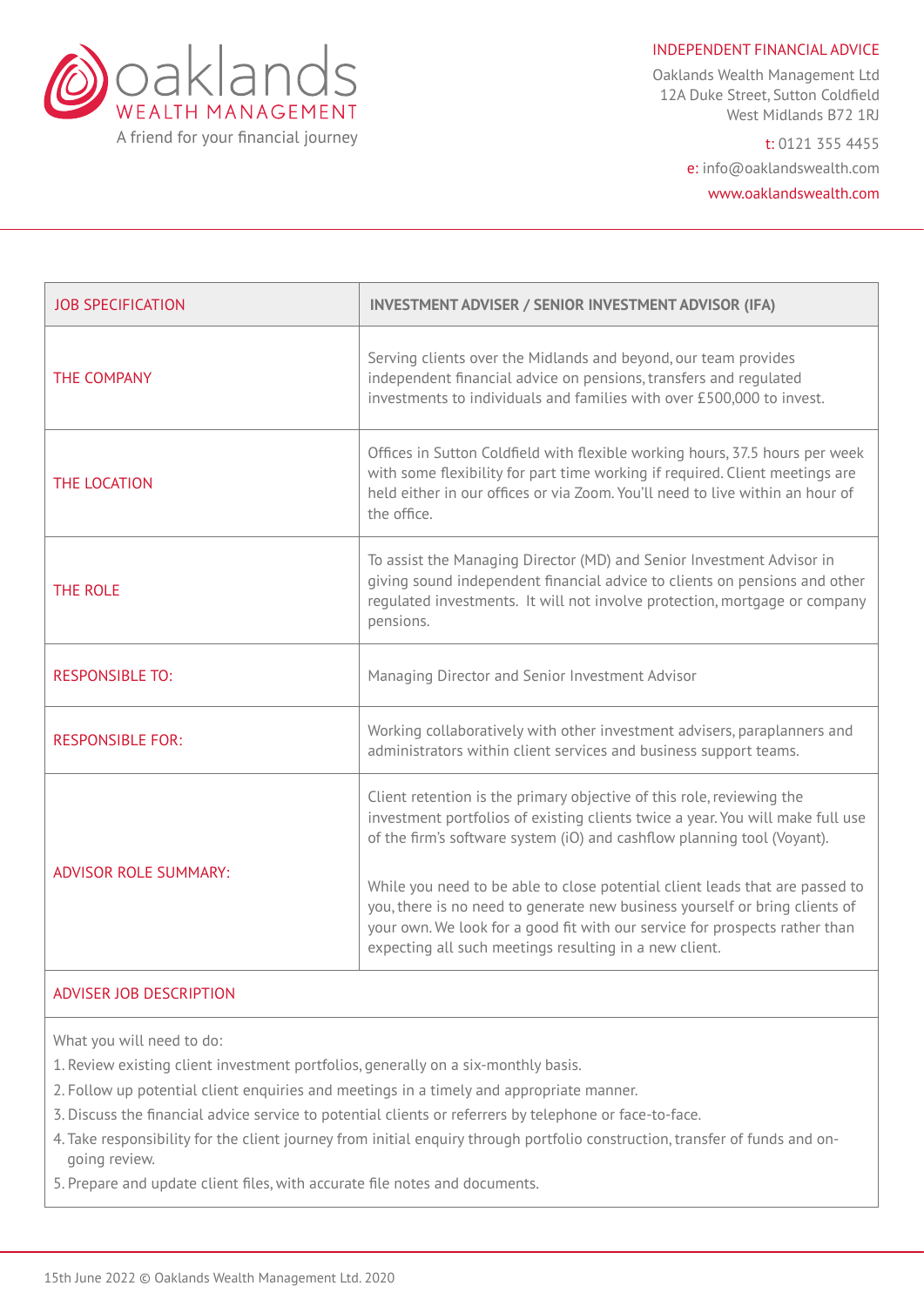# oaklands WEALTH MANAGEMENT

A friend for your financial journey

INDEPENDENT FINANCIAL ADVICE

Oaklands Wealth Management Ltd
12A Duke Street, Sutton Coldfield
West Midlands B72 1RJ

t: 0121 355 4455
e: info@oaklandswealth.com
www.oaklandswealth.com

| JOB SPECIFICATION | **INVESTMENT ADVISER / SENIOR INVESTMENT ADVISOR (IFA)** |
|---|---|
| THE COMPANY | Serving clients over the Midlands and beyond, our team provides independent financial advice on pensions, transfers and regulated investments to individuals and families with over £500,000 to invest. |
| THE LOCATION | Offices in Sutton Coldfield with flexible working hours, 37.5 hours per week with some flexibility for part time working if required. Client meetings are held either in our offices or via Zoom. You'll need to live within an hour of the office. |
| THE ROLE | To assist the Managing Director (MD) and Senior Investment Advisor in giving sound independent financial advice to clients on pensions and other regulated investments. It will not involve protection, mortgage or company pensions. |
| RESPONSIBLE TO: | Managing Director and Senior Investment Advisor |
| RESPONSIBLE FOR: | Working collaboratively with other investment advisers, paraplanners and administrators within client services and business support teams. |
| ADVISOR ROLE SUMMARY: | Client retention is the primary objective of this role, reviewing the investment portfolios of existing clients twice a year. You will make full use of the firm's software system (iO) and cashflow planning tool (Voyant).<br><br>While you need to be able to close potential client leads that are passed to you, there is no need to generate new business yourself or bring clients of your own. We look for a good fit with our service for prospects rather than expecting all such meetings resulting in a new client. |

## ADVISER JOB DESCRIPTION

What you will need to do:

1. Review existing client investment portfolios, generally on a six-monthly basis.
2. Follow up potential client enquiries and meetings in a timely and appropriate manner.
3. Discuss the financial advice service to potential clients or referrers by telephone or face-to-face.
4. Take responsibility for the client journey from initial enquiry through portfolio construction, transfer of funds and on-going review.
5. Prepare and update client files, with accurate file notes and documents.

15th June 2022 © Oaklands Wealth Management Ltd. 2020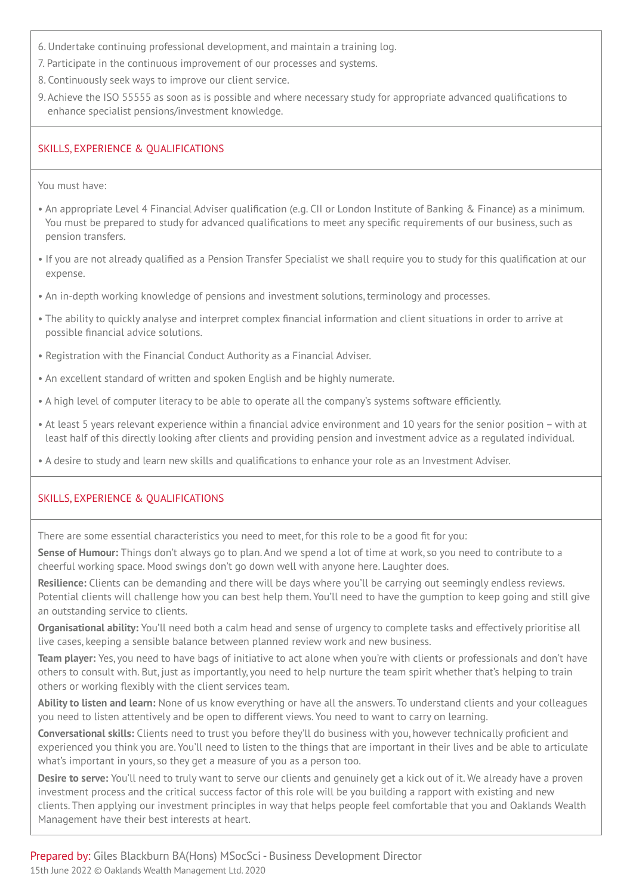6. Undertake continuing professional development, and maintain a training log.
7. Participate in the continuous improvement of our processes and systems.
8. Continuously seek ways to improve our client service.
9. Achieve the ISO 55555 as soon as is possible and where necessary study for appropriate advanced qualifications to enhance specialist pensions/investment knowledge.

## SKILLS, EXPERIENCE & QUALIFICATIONS

You must have:

- An appropriate Level 4 Financial Adviser qualification (e.g. CII or London Institute of Banking & Finance) as a minimum. You must be prepared to study for advanced qualifications to meet any specific requirements of our business, such as pension transfers.
- If you are not already qualified as a Pension Transfer Specialist we shall require you to study for this qualification at our expense.
- An in-depth working knowledge of pensions and investment solutions, terminology and processes.
- The ability to quickly analyse and interpret complex financial information and client situations in order to arrive at possible financial advice solutions.
- Registration with the Financial Conduct Authority as a Financial Adviser.
- An excellent standard of written and spoken English and be highly numerate.
- A high level of computer literacy to be able to operate all the company's systems software efficiently.
- At least 5 years relevant experience within a financial advice environment and 10 years for the senior position – with at least half of this directly looking after clients and providing pension and investment advice as a regulated individual.
- A desire to study and learn new skills and qualifications to enhance your role as an Investment Adviser.

## SKILLS, EXPERIENCE & QUALIFICATIONS

There are some essential characteristics you need to meet, for this role to be a good fit for you:

**Sense of Humour:** Things don't always go to plan. And we spend a lot of time at work, so you need to contribute to a cheerful working space. Mood swings don't go down well with anyone here. Laughter does.

**Resilience:** Clients can be demanding and there will be days where you'll be carrying out seemingly endless reviews. Potential clients will challenge how you can best help them. You'll need to have the gumption to keep going and still give an outstanding service to clients.

**Organisational ability:** You'll need both a calm head and sense of urgency to complete tasks and effectively prioritise all live cases, keeping a sensible balance between planned review work and new business.

**Team player:** Yes, you need to have bags of initiative to act alone when you're with clients or professionals and don't have others to consult with. But, just as importantly, you need to help nurture the team spirit whether that's helping to train others or working flexibly with the client services team.

**Ability to listen and learn:** None of us know everything or have all the answers. To understand clients and your colleagues you need to listen attentively and be open to different views. You need to want to carry on learning.

**Conversational skills:** Clients need to trust you before they'll do business with you, however technically proficient and experienced you think you are. You'll need to listen to the things that are important in their lives and be able to articulate what's important in yours, so they get a measure of you as a person too.

**Desire to serve:** You'll need to truly want to serve our clients and genuinely get a kick out of it. We already have a proven investment process and the critical success factor of this role will be you building a rapport with existing and new clients. Then applying our investment principles in way that helps people feel comfortable that you and Oaklands Wealth Management have their best interests at heart.

Prepared by: Giles Blackburn BA(Hons) MSocSci - Business Development Director

15th June 2022 © Oaklands Wealth Management Ltd. 2020